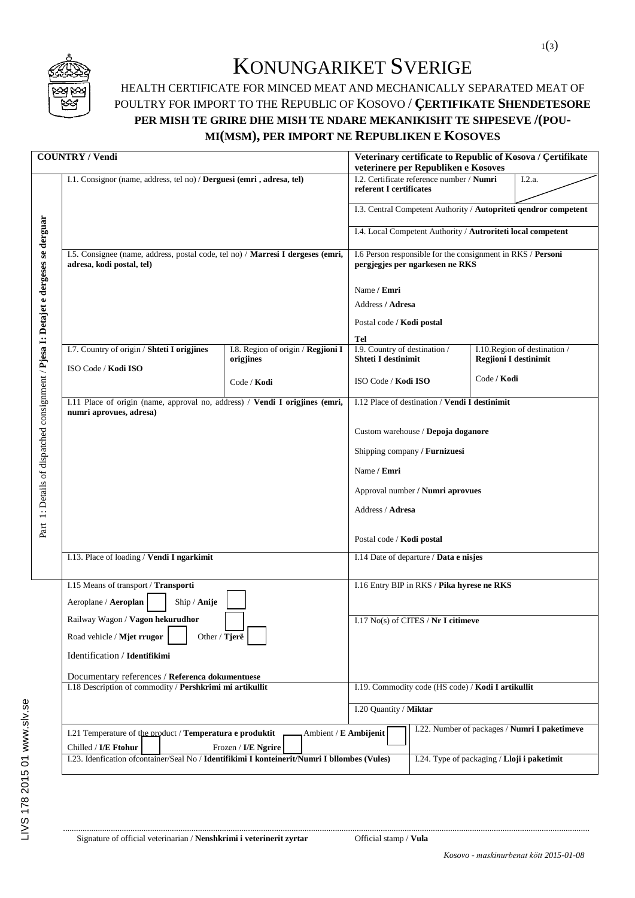# KONUNGARIKET SVERIGE

HEALTH CERTIFICATE FOR MINCED MEAT AND MECHANICALLY SEPARATED MEAT OF POULTRY FOR IMPORT TO THE REPUBLIC OF KOSOVO / **ÇERTIFIKATE SHENDETESORE PER MISH TE GRIRE DHE MISH TE NDARE MEKANIKISHT TE SHPESEVE /(POU-MI(MSM), PER IMPORT NE REPUBLIKEN E KOSOVES**

| COUNTRY / Vendi | | **Veterinary certificate to Republic of Kosova / Çertifikate veterinere per Republiken e Kosoves** | |
|---|---|---|---|
| I.1. Consignor (name, address, tel no) / **Derguesi (emri , adresa, tel)** | | I.2. Certificate reference number / **Numri referent I certificates** | I.2.a. |
| | | I.3. Central Competent Authority / **Autopriteti qendror competent** | |
| | | I.4. Local Competent Authority / **Autroriteti local competent** | |
| I.5. Consignee (name, address, postal code, tel no) / **Marresi I dergeses (emri, adresa, kodi postal, tel)** | | I.6 Person responsible for the consignment in RKS / **Personi pergjegjes per ngarkesen ne RKS**<br><br>Name / **Emri**<br>Address / **Adresa**<br>Postal code / **Kodi postal**<br>**Tel** | |
| I.7. Country of origin / **Shteti I origjines**<br><br>ISO Code / **Kodi ISO** | I.8. Region of origin / **Regjioni I origjines**<br><br>Code / **Kodi** | I.9. Country of destination / **Shteti I destinimit**<br><br>ISO Code / **Kodi ISO** | I.10.Region of destination / **Regjioni I destinimit**<br><br>Code / **Kodi** |
| I.11 Place of origin (name, approval no, address) / **Vendi I origjines (emri, numri aprovues, adresa)** | | I.12 Place of destination / **Vendi I destinimit**<br><br>Custom warehouse / **Depoja doganore**<br>Shipping company / **Furnizuesi**<br>Name / **Emri**<br>Approval number / **Numri aprovues**<br>Address / **Adresa**<br>Postal code / **Kodi postal** | |
| I.13. Place of loading / **Vendi I ngarkimit** | | I.14 Date of departure / **Data e nisjes** | |
| I.15 Means of transport / **Transporti**<br><br>Aeroplane / **Aeroplan** ☐ Ship / **Anije** ☐<br>Railway Wagon / **Vagon hekurudhor** ☐<br>Road vehicle / **Mjet rrugor** ☐ Other / **Tjerë** ☐<br><br>Identification / **Identifikimi**<br><br>Documentary references / **Referenca dokumentuese** | | I.16 Entry BIP in RKS / **Pika hyrese ne RKS**<br><br>I.17 No(s) of CITES / **Nr I citimeve** | |
| I.18 Description of commodity / **Pershkrimi mi artikullit** | | I.19. Commodity code (HS code) / **Kodi I artikullit**<br><br>I.20 Quantity / **Miktar** | |
| I.21 Temperature of the product / **Temperatura e produktit** Ambient / **E Ambijenit** ☐<br>Chilled / **I/E Ftohur** ☐ Frozen / **I/E Ngrire** ☐ | | I.22. Number of packages / **Numri I paketimeve** | |
| I.23. Idenfication ofcontainer/Seal No / **Identifikimi I konteinerit/Numri I bllombes (Vules)** | | I.24. Type of packaging / **Lloji i paketimit** | |

Part 1: Details of dispatched consignment / **Pjesa I: Detajet e dergeses se derguar**

.................................................................................................................................................

Signature of official veterinarian / **Nenshkrimi i veterinerit zyrtar** Official stamp / **Vula**

LIVS 178 2015 01 www.slv.se

*Kosovo - maskinurbenat kött 2015-01-08*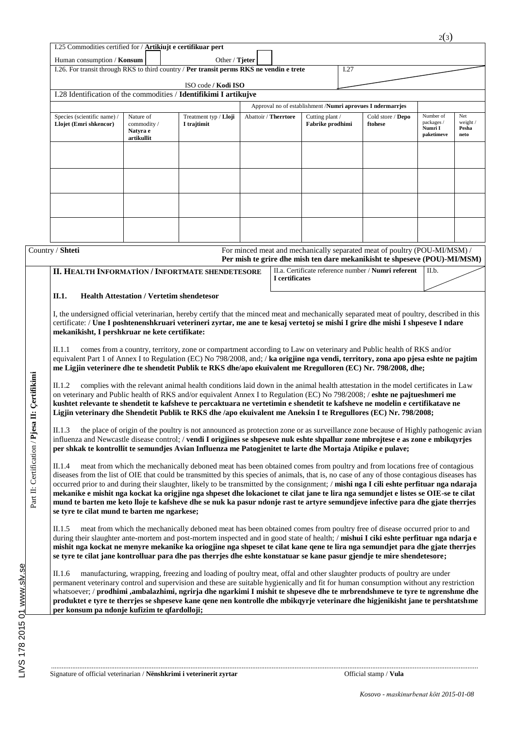I.25 Commodities certified for / **Artikiujt e certifikuar pert**

Human consumption / **Konsum** ☐ Other / **Tjeter** ☐

I.26. For transit through RKS to third country / **Per transit perms RKS ne vendin e trete**

ISO code / **Kodi ISO**

I.27

I.28 Identification of the commodities / **Identifikimi I artikujve**

| Species (scientific name) / **Llojet (Emri shkencor)** | Nature of commodity / **Natyra e artikullit** | Treatment typ / **Lloji I trajtimit** | Approval no of establishment / **Numri aprovues I ndermarrjes** — Abattoir / **Therrtore** | Cutting plant / **Fabrike prodhimi** | Cold store / **Depo ftohese** | Number of packages / **Numri I paketimeve** | Net weight / **Pesha neto** |
|---|---|---|---|---|---|---|---|
| | | | | | | | |
| | | | | | | | |
| | | | | | | | |
| | | | | | | | |

Country / **Shteti**

For minced meat and mechanically separated meat of poultry (POU-MI/MSM) / **Per mish te grire dhe mish ten dare mekanikisht te shpeseve (POU)-MI/MSM)**

Part II: Certification / **Pjesa II: Çertifikimi**

## II. HEALTH INFORMATİON / INFORMATME SHENDETESORE

II.a. Certificate reference number / **Numri referent I certificates**

II.b.

### II.1. Health Attestation / Vertetim shendetesor

I, the undersigned official veterinarian, hereby certify that the minced meat and mechanically separated meat of poultry, described in this certificate: / **Une I poshtenenshkruari veterineri zyrtar, me ane te kesaj vertetoj se mishi I grire dhe mishi I shpeseve I ndare mekanikisht, I pershkruar ne kete certifikate:**

II.1.1 comes from a country, territory, zone or compartment according to Law on veterinary and Public health of RKS and/or equivalent Part 1 of Annex I to Regulation (EC) No 798/2008, and; / **ka origjine nga vendi, territory, zona apo pjesa eshte ne pajtim me Ligjin veterinere dhe te shendetit Publik te RKS dhe/apo ekuivalent me Rregulloren (EC) Nr. 798/2008, dhe;**

II.1.2 complies with the relevant animal health conditions laid down in the animal health attestation in the model certificates in Law on veterinary and Public health of RKS and/or equivalent Annex I to Regulation (EC) No 798/2008; / **eshte ne pajtueshmeri me kushtet relevante te shendetit te kafsheve te percaktuara ne vertetimin e shendetit te kafsheve ne modelin e certifikatave ne Ligjin veterinary dhe Shendetit Publik te RKS dhe /apo ekuivalent me Aneksin I te Rregullores (EC) Nr. 798/2008;**

II.1.3 the place of origin of the poultry is not announced as protection zone or as surveillance zone because of Highly pathogenic avian influenza and Newcastle disease control; / **vendi I origjines se shpeseve nuk eshte shpallur zone mbrojtese e as zone e mbikqyrjes per shkak te kontrollit te semundjes Avian Influenza me Patogjenitet te larte dhe Mortaja Atipike e pulave;**

II.1.4 meat from which the mechanically deboned meat has been obtained comes from poultry and from locations free of contagious diseases from the list of OIE that could be transmitted by this species of animals, that is, no case of any of those contagious diseases has occurred prior to and during their slaughter, likely to be transmitted by the consignment; / **mishi nga I cili eshte perfituar nga ndaraja mekanike e mishit nga kockat ka origjine nga shpeset dhe lokacionet te cilat jane te lira nga semundjet e listes se OIE-se te cilat mund te barten me keto lloje te kafsheve dhe se nuk ka pasur ndonje rast te artyre semundjeve infective para dhe gjate therrjes se tyre te cilat mund te barten me ngarkese;**

II.1.5 meat from which the mechanically deboned meat has been obtained comes from poultry free of disease occurred prior to and during their slaughter ante-mortem and post-mortem inspected and in good state of health; / **mishui I ciki eshte perfituar nga ndarja e mishit nga kockat ne menyre mekanike ka oriogjine nga shpeset te cilat kane qene te lira nga semundjet para dhe gjate therrjes se tyre te cilat jane kontrolluar para dhe pas therrjes dhe eshte konstatuar se kane pasur gjendje te mire shendetesore;**

II.1.6 manufacturing, wrapping, freezing and loading of poultry meat, offal and other slaughter products of poultry are under permanent veterinary control and supervision and these are suitable hygienically and fit for human consumption without any restriction whatsoever; / **prodhimi ,ambalazhimi, ngrirja dhe ngarkimi I mishit te shpeseve dhe te mrbrendshmeve te tyre te ngrenshme dhe produktet e tyre te therrjes se shpeseve kane qene nen kontrolle dhe mbikqyrje veterinare dhe higjenikisht jane te pershtatshme per konsum pa ndonje kufizim te qfardolloj;**

Signature of official veterinarian / **Nënshkrimi i veterinerit zyrtar** Official stamp / **Vula**

LIVS 178 2015 01 www.slv.se

*Kosovo - maskinurbenat kött 2015-01-08*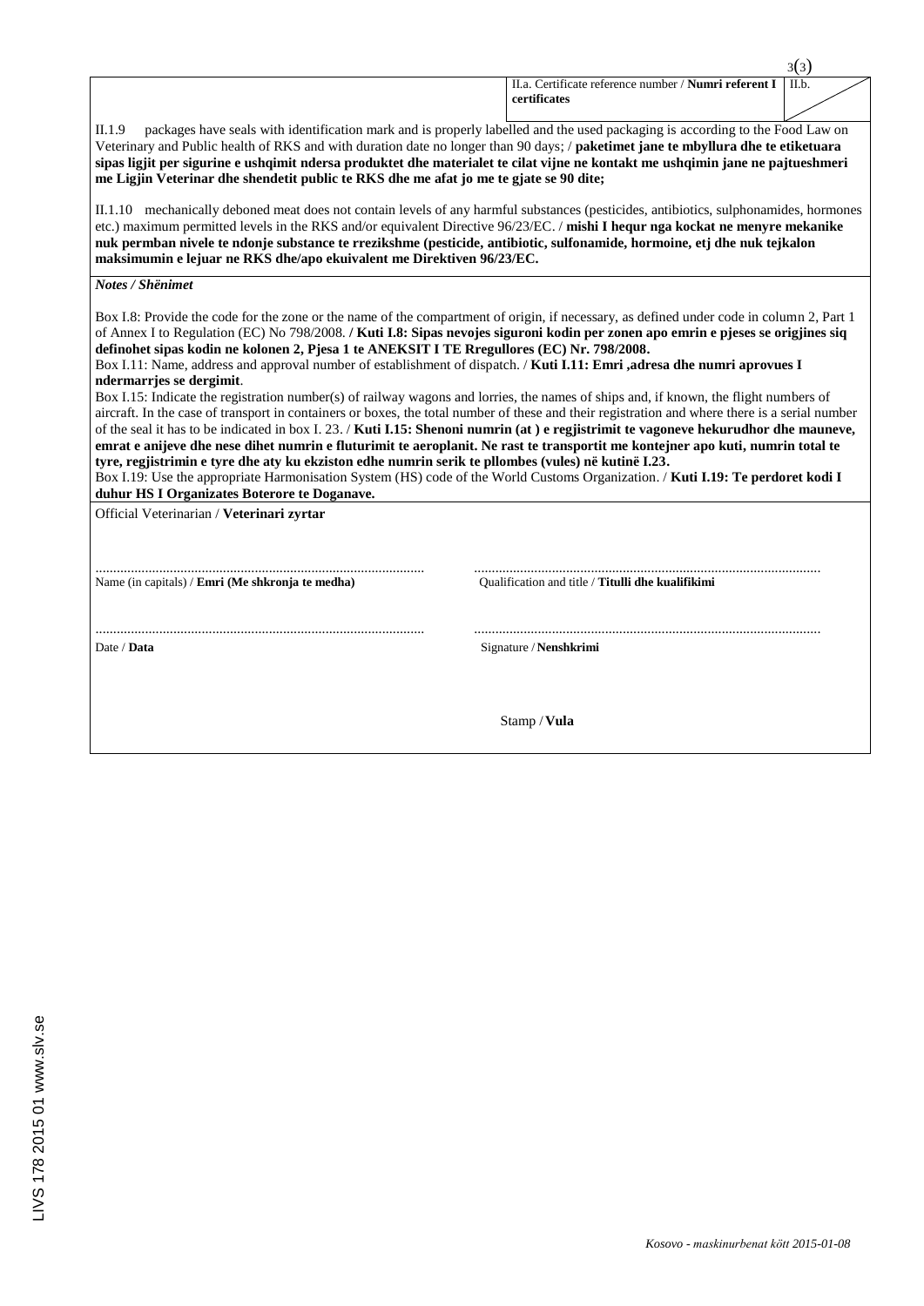| | II.a. Certificate reference number / **Numri referent I certificates** | II.b. |
|---|---|---|

II.1.9 packages have seals with identification mark and is properly labelled and the used packaging is according to the Food Law on Veterinary and Public health of RKS and with duration date no longer than 90 days; / **paketimet jane te mbyllura dhe te etiketuara sipas ligjit per sigurine e ushqimit ndersa produktet dhe materialet te cilat vijne ne kontakt me ushqimin jane ne pajtueshmeri me Ligjin Veterinar dhe shendetit public te RKS dhe me afat jo me te gjate se 90 dite;**

II.1.10 mechanically deboned meat does not contain levels of any harmful substances (pesticides, antibiotics, sulphonamides, hormones etc.) maximum permitted levels in the RKS and/or equivalent Directive 96/23/EC. / **mishi I hequr nga kockat ne menyre mekanike nuk permban nivele te ndonje substance te rrezikshme (pesticide, antibiotic, sulfonamide, hormoine, etj dhe nuk tejkalon maksimumin e lejuar ne RKS dhe/apo ekuivalent me Direktiven 96/23/EC.**

***Notes / Shënimet***

Box I.8: Provide the code for the zone or the name of the compartment of origin, if necessary, as defined under code in column 2, Part 1 of Annex I to Regulation (EC) No 798/2008. **/ Kuti I.8: Sipas nevojes siguroni kodin per zonen apo emrin e pjeses se origjines siq definohet sipas kodin ne kolonen 2, Pjesa 1 te ANEKSIT I TE Rregullores (EC) Nr. 798/2008.**

Box I.11: Name, address and approval number of establishment of dispatch. / **Kuti I.11: Emri ,adresa dhe numri aprovues I ndermarrjes se dergimit**.

Box I.15: Indicate the registration number(s) of railway wagons and lorries, the names of ships and, if known, the flight numbers of aircraft. In the case of transport in containers or boxes, the total number of these and their registration and where there is a serial number of the seal it has to be indicated in box I. 23. / **Kuti I.15: Shenoni numrin (at ) e regjistrimit te vagoneve hekurudhor dhe mauneve, emrat e anijeve dhe nese dihet numrin e fluturimit te aeroplanit. Ne rast te transportit me kontejner apo kuti, numrin total te tyre, regjistrimin e tyre dhe aty ku ekziston edhe numrin serik te pllombes (vules) në kutinë I.23.**

Box I.19: Use the appropriate Harmonisation System (HS) code of the World Customs Organization. / **Kuti I.19: Te perdoret kodi I duhur HS I Organizates Boterore te Doganave.**

Official Veterinarian / **Veterinari zyrtar**

............................................................................................
Name (in capitals) / **Emri (Me shkronja te medha)**

............................................................................................
Qualification and title / **Titulli dhe kualifikimi**

............................................................................................
Date / **Data**

............................................................................................
Signature / **Nenshkrimi**

Stamp / **Vula**